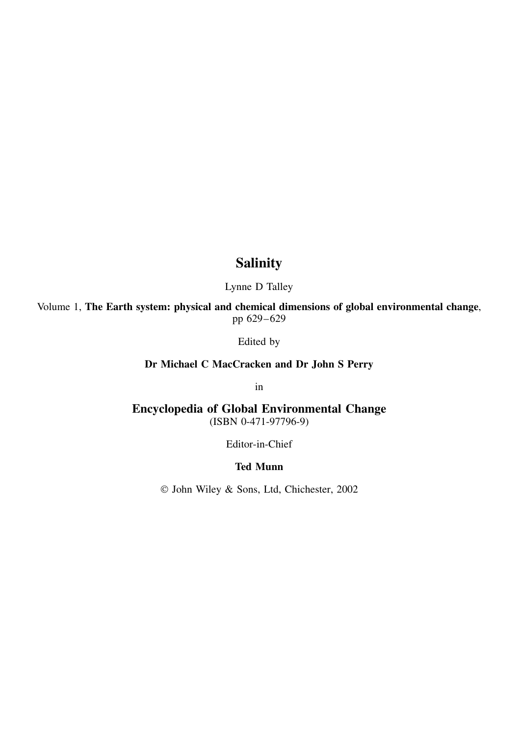# Salinity

Lynne D Talley

Volume 1, **The Earth system: physical and chemical dimensions of global environmental change**, pp 629–629

Edited by

**Dr Michael C MacCracken and Dr John S Perry**

in

## Encyclopedia of Global Environmental Change

(ISBN 0-471-97796-9)

Editor-in-Chief

**Ted Munn**

© John Wiley & Sons, Ltd, Chichester, 2002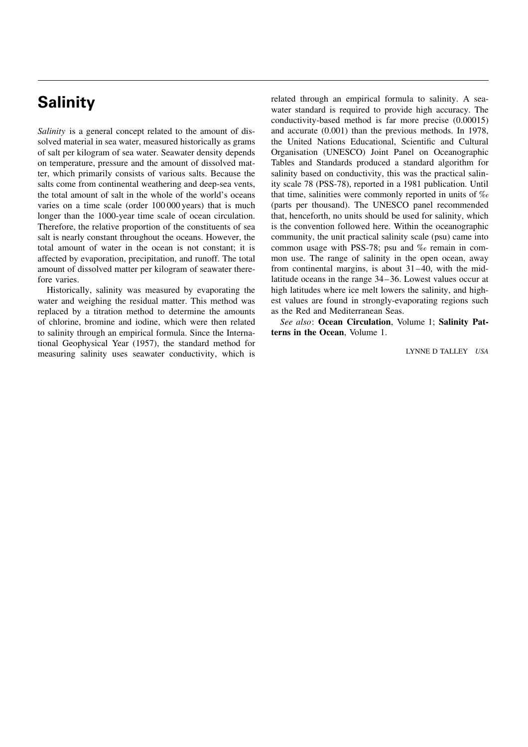# Salinity

*Salinity* is a general concept related to the amount of dissolved material in sea water, measured historically as grams of salt per kilogram of sea water. Seawater density depends on temperature, pressure and the amount of dissolved matter, which primarily consists of various salts. Because the salts come from continental weathering and deep-sea vents, the total amount of salt in the whole of the world's oceans varies on a time scale (order 100 000 years) that is much longer than the 1000-year time scale of ocean circulation. Therefore, the relative proportion of the constituents of sea salt is nearly constant throughout the oceans. However, the total amount of water in the ocean is not constant; it is affected by evaporation, precipitation, and runoff. The total amount of dissolved matter per kilogram of seawater therefore varies.

Historically, salinity was measured by evaporating the water and weighing the residual matter. This method was replaced by a titration method to determine the amounts of chlorine, bromine and iodine, which were then related to salinity through an empirical formula. Since the International Geophysical Year (1957), the standard method for measuring salinity uses seawater conductivity, which is related through an empirical formula to salinity. A seawater standard is required to provide high accuracy. The conductivity-based method is far more precise (0.00015) and accurate (0.001) than the previous methods. In 1978, the United Nations Educational, Scientific and Cultural Organisation (UNESCO) Joint Panel on Oceanographic Tables and Standards produced a standard algorithm for salinity based on conductivity, this was the practical salinity scale 78 (PSS-78), reported in a 1981 publication. Until that time, salinities were commonly reported in units of ‰ (parts per thousand). The UNESCO panel recommended that, henceforth, no units should be used for salinity, which is the convention followed here. Within the oceanographic community, the unit practical salinity scale (psu) came into common usage with PSS-78; psu and ‰ remain in common use. The range of salinity in the open ocean, away from continental margins, is about 31–40, with the mid-latitude oceans in the range 34–36. Lowest values occur at high latitudes where ice melt lowers the salinity, and highest values are found in strongly-evaporating regions such as the Red and Mediterranean Seas.

*See also*: **Ocean Circulation**, Volume 1; **Salinity Patterns in the Ocean**, Volume 1.

LYNNE D TALLEY *USA*